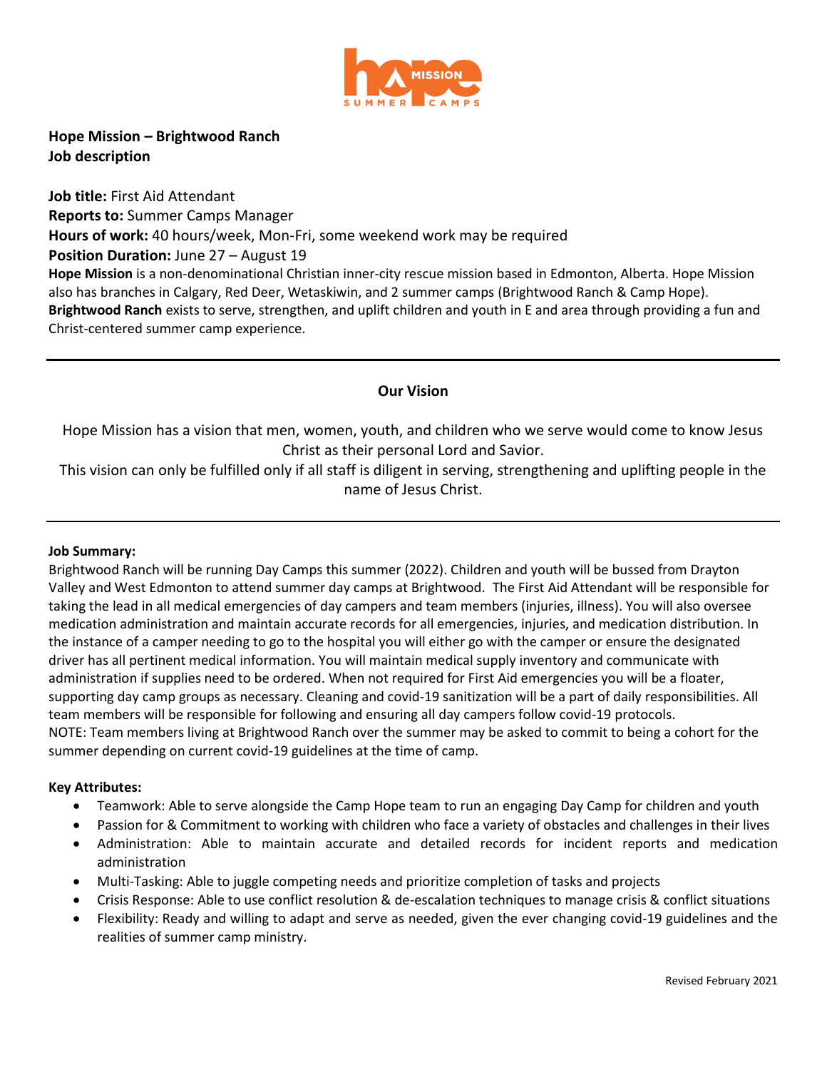**Hope Mission – Brightwood Ranch**
**Job description**

**Job title:** First Aid Attendant
**Reports to:** Summer Camps Manager
**Hours of work:** 40 hours/week, Mon-Fri, some weekend work may be required
**Position Duration:** June 27 – August 19

**Hope Mission** is a non-denominational Christian inner-city rescue mission based in Edmonton, Alberta. Hope Mission also has branches in Calgary, Red Deer, Wetaskiwin, and 2 summer camps (Brightwood Ranch & Camp Hope).
**Brightwood Ranch** exists to serve, strengthen, and uplift children and youth in E and area through providing a fun and Christ-centered summer camp experience.

---

## Our Vision

Hope Mission has a vision that men, women, youth, and children who we serve would come to know Jesus Christ as their personal Lord and Savior.
This vision can only be fulfilled only if all staff is diligent in serving, strengthening and uplifting people in the name of Jesus Christ.

---

**Job Summary:**
Brightwood Ranch will be running Day Camps this summer (2022). Children and youth will be bussed from Drayton Valley and West Edmonton to attend summer day camps at Brightwood. The First Aid Attendant will be responsible for taking the lead in all medical emergencies of day campers and team members (injuries, illness). You will also oversee medication administration and maintain accurate records for all emergencies, injuries, and medication distribution. In the instance of a camper needing to go to the hospital you will either go with the camper or ensure the designated driver has all pertinent medical information. You will maintain medical supply inventory and communicate with administration if supplies need to be ordered. When not required for First Aid emergencies you will be a floater, supporting day camp groups as necessary. Cleaning and covid-19 sanitization will be a part of daily responsibilities. All team members will be responsible for following and ensuring all day campers follow covid-19 protocols.
NOTE: Team members living at Brightwood Ranch over the summer may be asked to commit to being a cohort for the summer depending on current covid-19 guidelines at the time of camp.

**Key Attributes:**

- Teamwork: Able to serve alongside the Camp Hope team to run an engaging Day Camp for children and youth
- Passion for & Commitment to working with children who face a variety of obstacles and challenges in their lives
- Administration: Able to maintain accurate and detailed records for incident reports and medication administration
- Multi-Tasking: Able to juggle competing needs and prioritize completion of tasks and projects
- Crisis Response: Able to use conflict resolution & de-escalation techniques to manage crisis & conflict situations
- Flexibility: Ready and willing to adapt and serve as needed, given the ever changing covid-19 guidelines and the realities of summer camp ministry.

Revised February 2021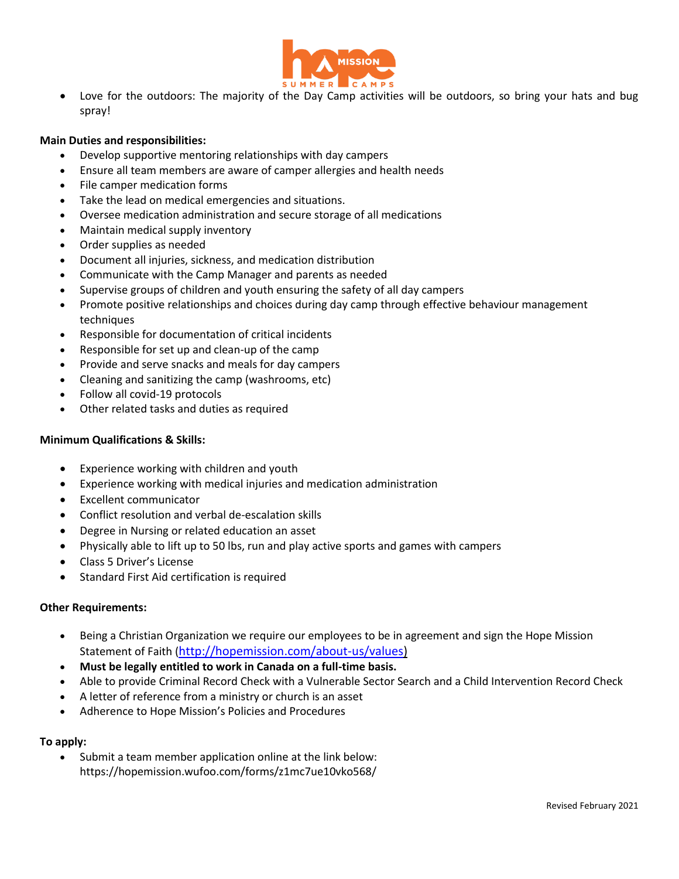- Love for the outdoors: The majority of the Day Camp activities will be outdoors, so bring your hats and bug spray!

**Main Duties and responsibilities:**

- Develop supportive mentoring relationships with day campers
- Ensure all team members are aware of camper allergies and health needs
- File camper medication forms
- Take the lead on medical emergencies and situations.
- Oversee medication administration and secure storage of all medications
- Maintain medical supply inventory
- Order supplies as needed
- Document all injuries, sickness, and medication distribution
- Communicate with the Camp Manager and parents as needed
- Supervise groups of children and youth ensuring the safety of all day campers
- Promote positive relationships and choices during day camp through effective behaviour management techniques
- Responsible for documentation of critical incidents
- Responsible for set up and clean-up of the camp
- Provide and serve snacks and meals for day campers
- Cleaning and sanitizing the camp (washrooms, etc)
- Follow all covid-19 protocols
- Other related tasks and duties as required

**Minimum Qualifications & Skills:**

- Experience working with children and youth
- Experience working with medical injuries and medication administration
- Excellent communicator
- Conflict resolution and verbal de-escalation skills
- Degree in Nursing or related education an asset
- Physically able to lift up to 50 lbs, run and play active sports and games with campers
- Class 5 Driver's License
- Standard First Aid certification is required

**Other Requirements:**

- Being a Christian Organization we require our employees to be in agreement and sign the Hope Mission Statement of Faith (http://hopemission.com/about-us/values)
- **Must be legally entitled to work in Canada on a full-time basis.**
- Able to provide Criminal Record Check with a Vulnerable Sector Search and a Child Intervention Record Check
- A letter of reference from a ministry or church is an asset
- Adherence to Hope Mission's Policies and Procedures

**To apply:**

- Submit a team member application online at the link below: https://hopemission.wufoo.com/forms/z1mc7ue10vko568/

Revised February 2021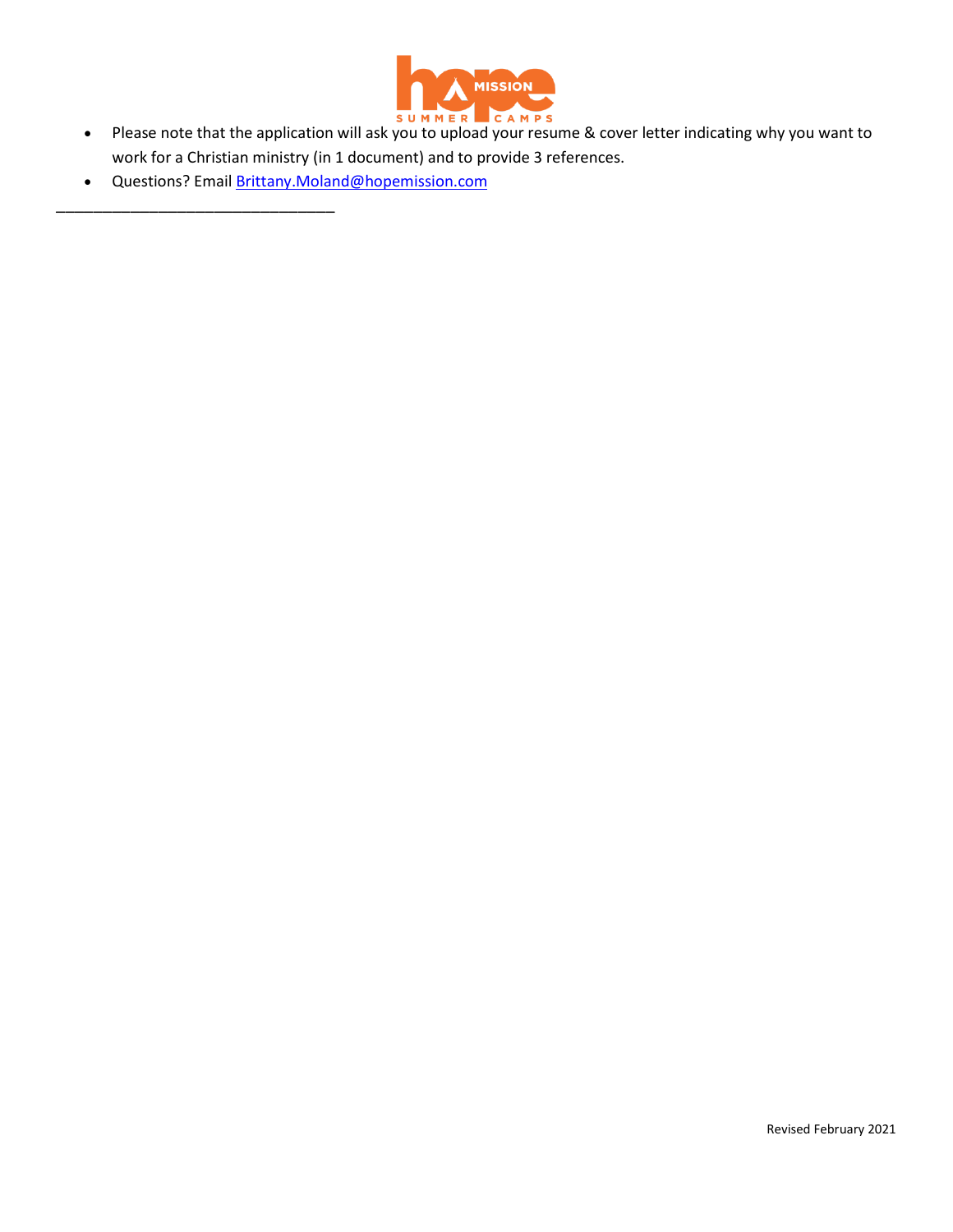- Please note that the application will ask you to upload your resume & cover letter indicating why you want to work for a Christian ministry (in 1 document) and to provide 3 references.
- Questions? Email Brittany.Moland@hopemission.com

________________________________

Revised February 2021